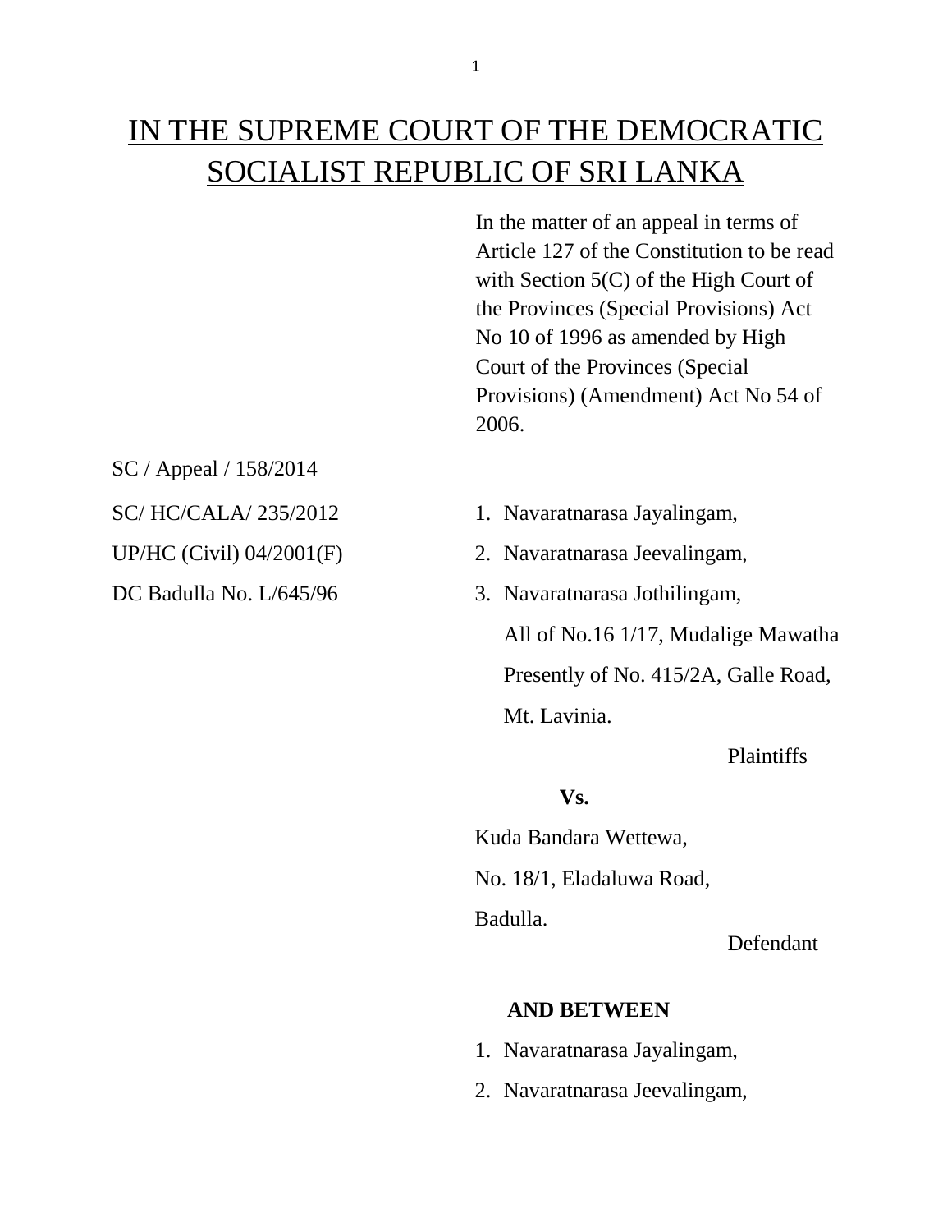# IN THE SUPREME COURT OF THE DEMOCRATIC SOCIALIST REPUBLIC OF SRI LANKA

In the matter of an appeal in terms of Article 127 of the Constitution to be read with Section 5(C) of the High Court of the Provinces (Special Provisions) Act No 10 of 1996 as amended by High Court of the Provinces (Special Provisions) (Amendment) Act No 54 of 2006.

SC / Appeal / 158/2014

SC/ HC/CALA/ 235/2012

UP/HC (Civil) 04/2001(F)

DC Badulla No. L/645/96

1. Navaratnarasa Jayalingam,
2. Navaratnarasa Jeevalingam,
3. Navaratnarasa Jothilingam,

All of No.16 1/17, Mudalige Mawatha

Presently of No. 415/2A, Galle Road,

Mt. Lavinia.

Plaintiffs

**Vs.**

Kuda Bandara Wettewa,

No. 18/1, Eladaluwa Road,

Badulla.

Defendant

**AND BETWEEN**

1. Navaratnarasa Jayalingam,
2. Navaratnarasa Jeevalingam,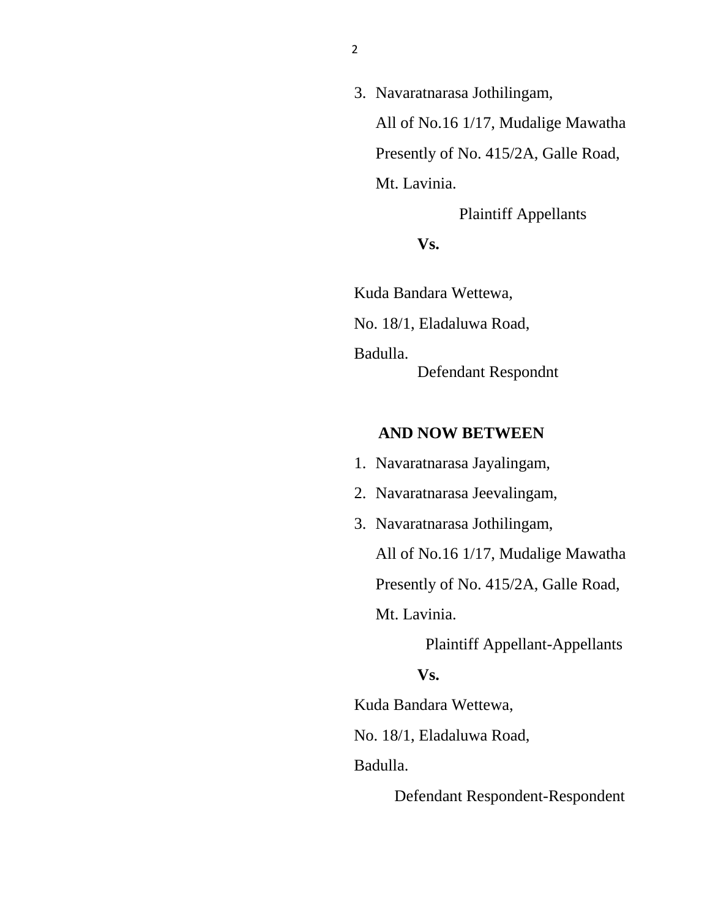3. Navaratnarasa Jothilingam,

   All of No.16 1/17, Mudalige Mawatha

   Presently of No. 415/2A, Galle Road,

   Mt. Lavinia.

   Plaintiff Appellants

**Vs.**

Kuda Bandara Wettewa,

No. 18/1, Eladaluwa Road,

Badulla.

Defendant Respondnt

**AND NOW BETWEEN**

1. Navaratnarasa Jayalingam,
2. Navaratnarasa Jeevalingam,
3. Navaratnarasa Jothilingam,

   All of No.16 1/17, Mudalige Mawatha

   Presently of No. 415/2A, Galle Road,

   Mt. Lavinia.

   Plaintiff Appellant-Appellants

**Vs.**

Kuda Bandara Wettewa,

No. 18/1, Eladaluwa Road,

Badulla.

Defendant Respondent-Respondent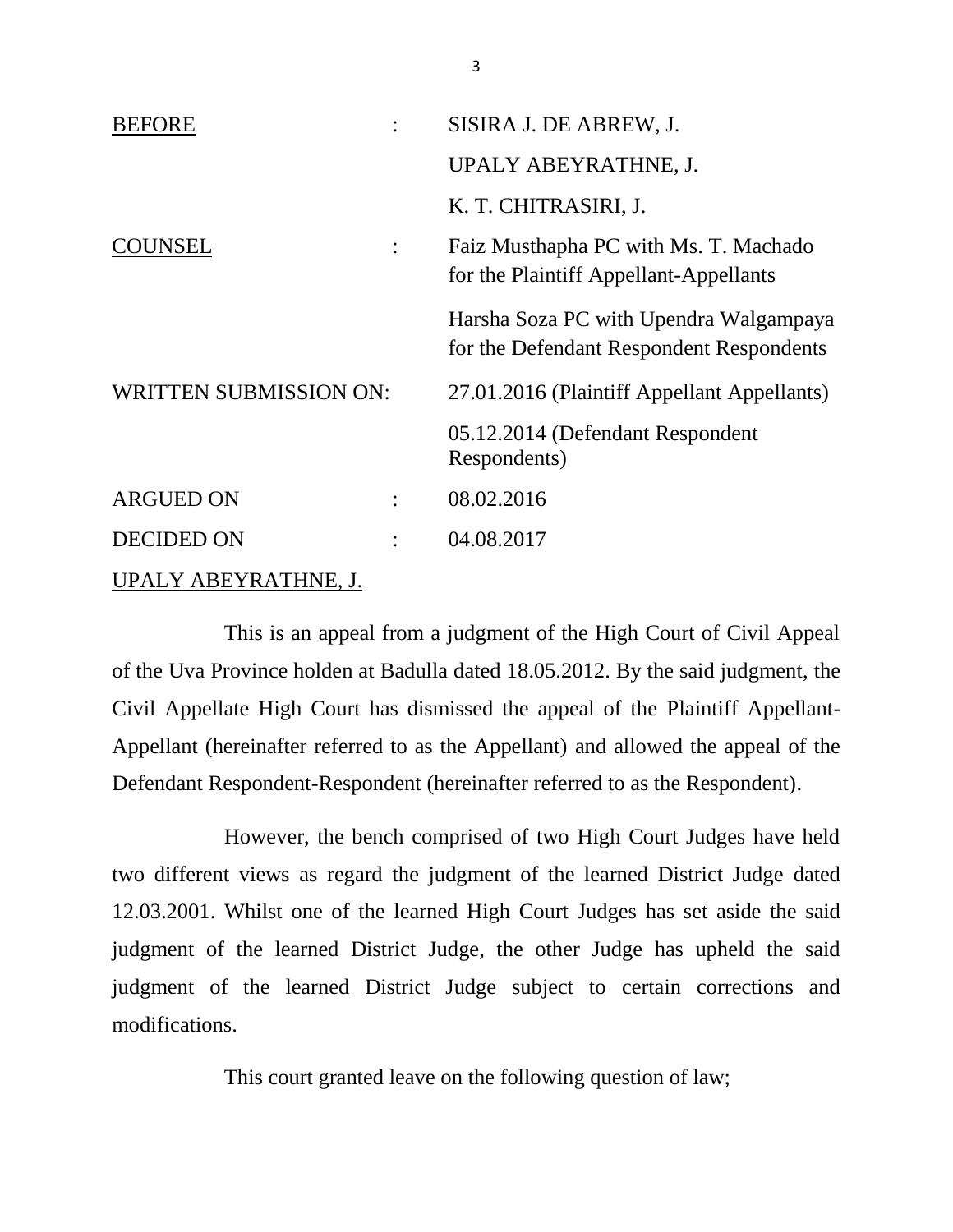| | | |
|---|---|---|
| <u>BEFORE</u> | : | SISIRA J. DE ABREW, J. |
| | | UPALY ABEYRATHNE, J. |
| | | K. T. CHITRASIRI, J. |
| <u>COUNSEL</u> | : | Faiz Musthapha PC with Ms. T. Machado for the Plaintiff Appellant-Appellants |
| | | Harsha Soza PC with Upendra Walgampaya for the Defendant Respondent Respondents |
| WRITTEN SUBMISSION ON: | | 27.01.2016 (Plaintiff Appellant Appellants) |
| | | 05.12.2014 (Defendant Respondent Respondents) |
| ARGUED ON | : | 08.02.2016 |
| DECIDED ON | : | 04.08.2017 |

<u>UPALY ABEYRATHNE, J.</u>

This is an appeal from a judgment of the High Court of Civil Appeal of the Uva Province holden at Badulla dated 18.05.2012. By the said judgment, the Civil Appellate High Court has dismissed the appeal of the Plaintiff Appellant-Appellant (hereinafter referred to as the Appellant) and allowed the appeal of the Defendant Respondent-Respondent (hereinafter referred to as the Respondent).

However, the bench comprised of two High Court Judges have held two different views as regard the judgment of the learned District Judge dated 12.03.2001. Whilst one of the learned High Court Judges has set aside the said judgment of the learned District Judge, the other Judge has upheld the said judgment of the learned District Judge subject to certain corrections and modifications.

This court granted leave on the following question of law;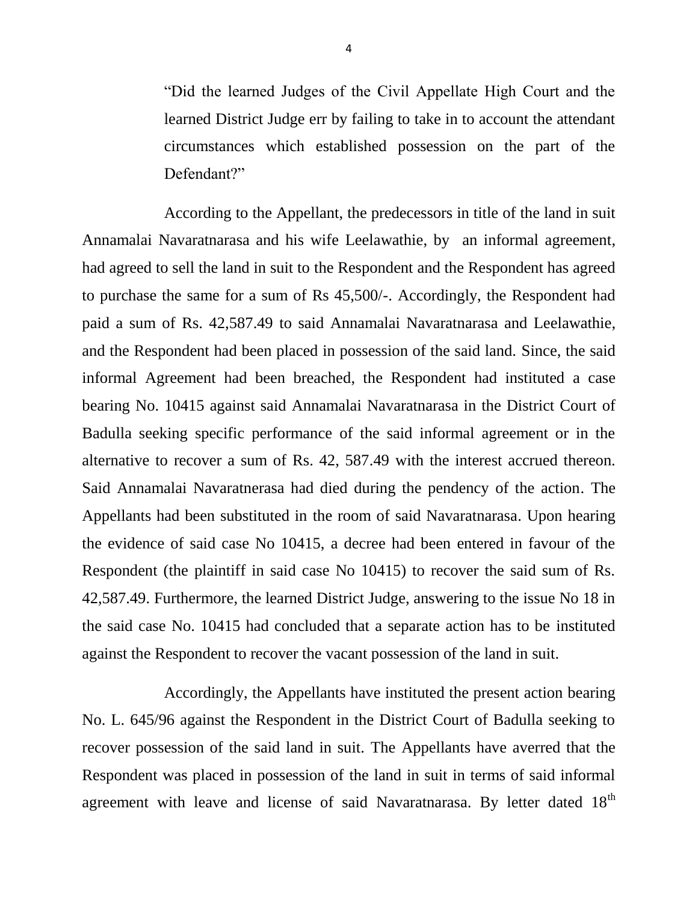> "Did the learned Judges of the Civil Appellate High Court and the learned District Judge err by failing to take in to account the attendant circumstances which established possession on the part of the Defendant?"

According to the Appellant, the predecessors in title of the land in suit Annamalai Navaratnarasa and his wife Leelawathie, by an informal agreement, had agreed to sell the land in suit to the Respondent and the Respondent has agreed to purchase the same for a sum of Rs 45,500/-. Accordingly, the Respondent had paid a sum of Rs. 42,587.49 to said Annamalai Navaratnarasa and Leelawathie, and the Respondent had been placed in possession of the said land. Since, the said informal Agreement had been breached, the Respondent had instituted a case bearing No. 10415 against said Annamalai Navaratnarasa in the District Court of Badulla seeking specific performance of the said informal agreement or in the alternative to recover a sum of Rs. 42, 587.49 with the interest accrued thereon. Said Annamalai Navaratnerasa had died during the pendency of the action. The Appellants had been substituted in the room of said Navaratnarasa. Upon hearing the evidence of said case No 10415, a decree had been entered in favour of the Respondent (the plaintiff in said case No 10415) to recover the said sum of Rs. 42,587.49. Furthermore, the learned District Judge, answering to the issue No 18 in the said case No. 10415 had concluded that a separate action has to be instituted against the Respondent to recover the vacant possession of the land in suit.

Accordingly, the Appellants have instituted the present action bearing No. L. 645/96 against the Respondent in the District Court of Badulla seeking to recover possession of the said land in suit. The Appellants have averred that the Respondent was placed in possession of the land in suit in terms of said informal agreement with leave and license of said Navaratnarasa. By letter dated 18th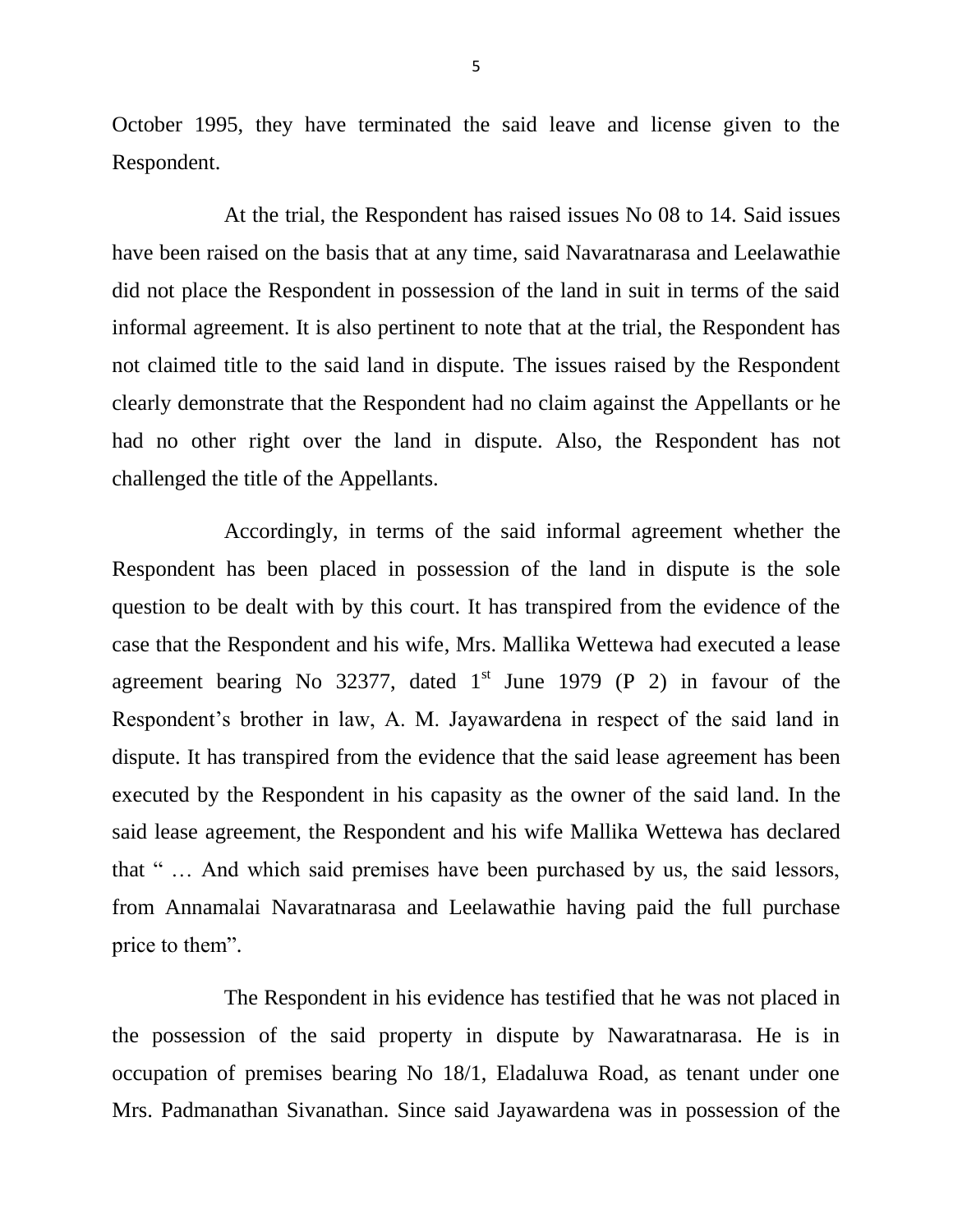October 1995, they have terminated the said leave and license given to the Respondent.

At the trial, the Respondent has raised issues No 08 to 14. Said issues have been raised on the basis that at any time, said Navaratnarasa and Leelawathie did not place the Respondent in possession of the land in suit in terms of the said informal agreement. It is also pertinent to note that at the trial, the Respondent has not claimed title to the said land in dispute. The issues raised by the Respondent clearly demonstrate that the Respondent had no claim against the Appellants or he had no other right over the land in dispute. Also, the Respondent has not challenged the title of the Appellants.

Accordingly, in terms of the said informal agreement whether the Respondent has been placed in possession of the land in dispute is the sole question to be dealt with by this court. It has transpired from the evidence of the case that the Respondent and his wife, Mrs. Mallika Wettewa had executed a lease agreement bearing No 32377, dated 1st June 1979 (P 2) in favour of the Respondent's brother in law, A. M. Jayawardena in respect of the said land in dispute. It has transpired from the evidence that the said lease agreement has been executed by the Respondent in his capasity as the owner of the said land. In the said lease agreement, the Respondent and his wife Mallika Wettewa has declared that " … And which said premises have been purchased by us, the said lessors, from Annamalai Navaratnarasa and Leelawathie having paid the full purchase price to them".

The Respondent in his evidence has testified that he was not placed in the possession of the said property in dispute by Nawaratnarasa. He is in occupation of premises bearing No 18/1, Eladaluwa Road, as tenant under one Mrs. Padmanathan Sivanathan. Since said Jayawardena was in possession of the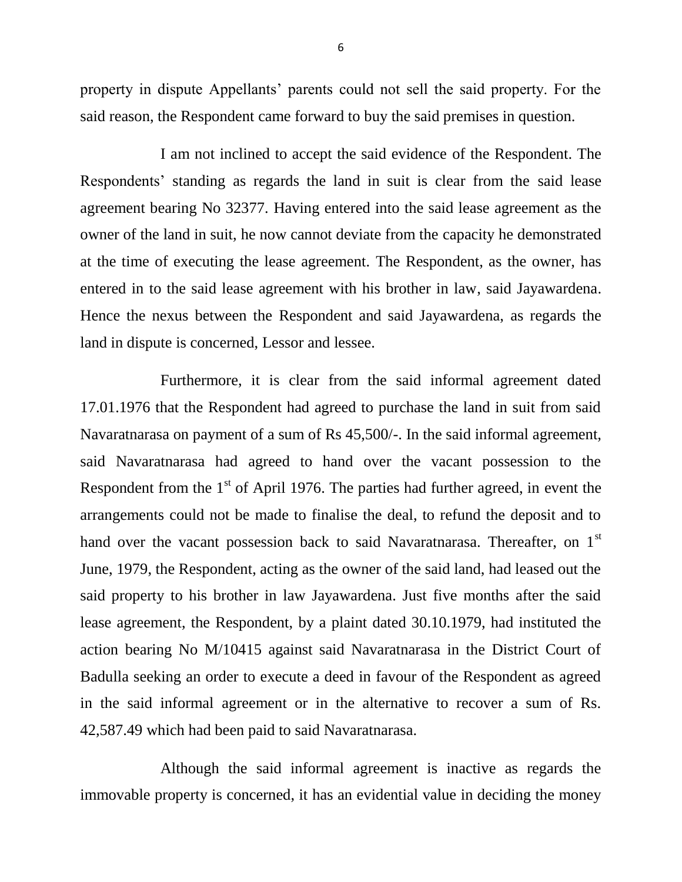property in dispute Appellants' parents could not sell the said property. For the said reason, the Respondent came forward to buy the said premises in question.

I am not inclined to accept the said evidence of the Respondent. The Respondents' standing as regards the land in suit is clear from the said lease agreement bearing No 32377. Having entered into the said lease agreement as the owner of the land in suit, he now cannot deviate from the capacity he demonstrated at the time of executing the lease agreement. The Respondent, as the owner, has entered in to the said lease agreement with his brother in law, said Jayawardena. Hence the nexus between the Respondent and said Jayawardena, as regards the land in dispute is concerned, Lessor and lessee.

Furthermore, it is clear from the said informal agreement dated 17.01.1976 that the Respondent had agreed to purchase the land in suit from said Navaratnarasa on payment of a sum of Rs 45,500/-. In the said informal agreement, said Navaratnarasa had agreed to hand over the vacant possession to the Respondent from the 1st of April 1976. The parties had further agreed, in event the arrangements could not be made to finalise the deal, to refund the deposit and to hand over the vacant possession back to said Navaratnarasa. Thereafter, on 1st June, 1979, the Respondent, acting as the owner of the said land, had leased out the said property to his brother in law Jayawardena. Just five months after the said lease agreement, the Respondent, by a plaint dated 30.10.1979, had instituted the action bearing No M/10415 against said Navaratnarasa in the District Court of Badulla seeking an order to execute a deed in favour of the Respondent as agreed in the said informal agreement or in the alternative to recover a sum of Rs. 42,587.49 which had been paid to said Navaratnarasa.

Although the said informal agreement is inactive as regards the immovable property is concerned, it has an evidential value in deciding the money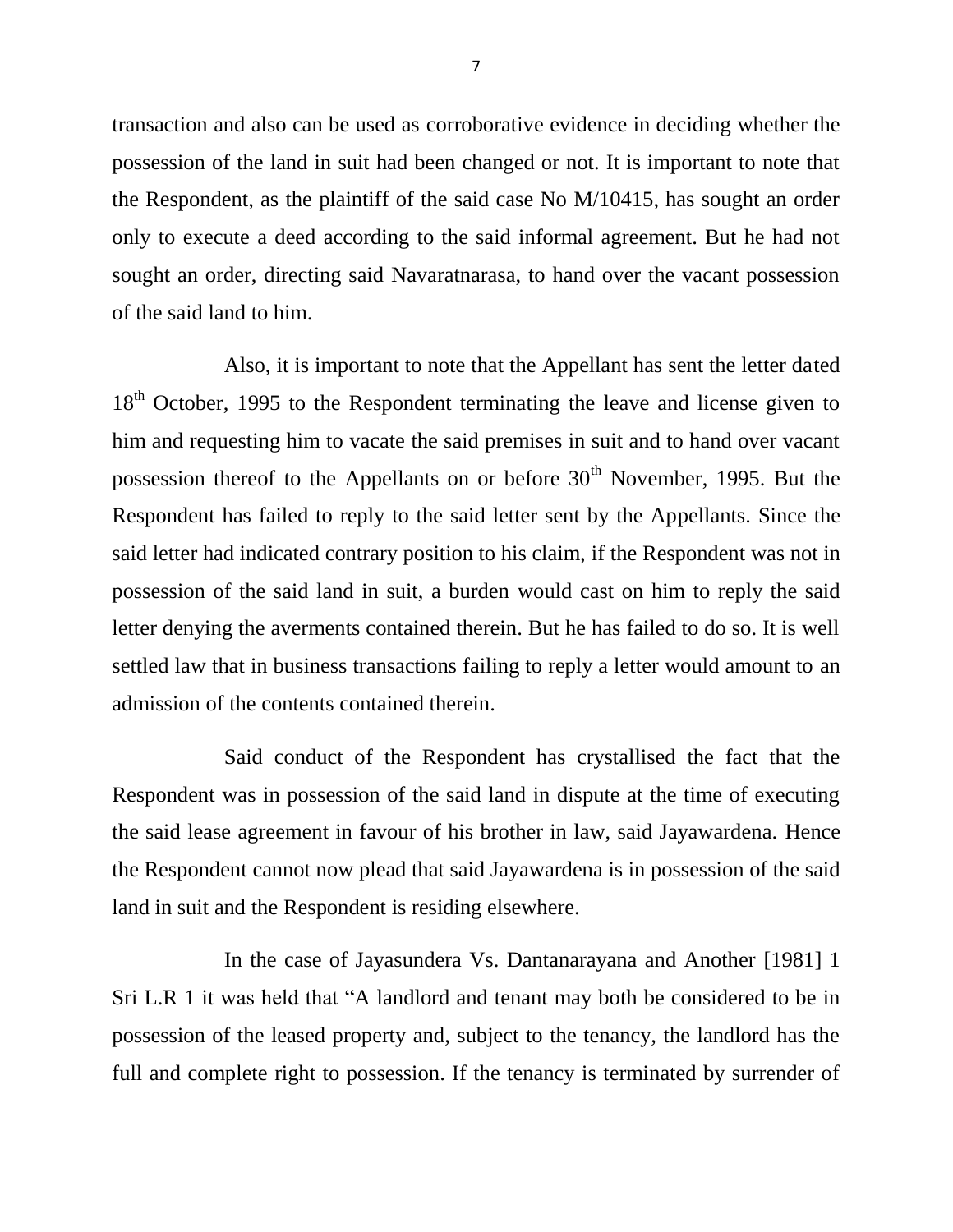transaction and also can be used as corroborative evidence in deciding whether the possession of the land in suit had been changed or not. It is important to note that the Respondent, as the plaintiff of the said case No M/10415, has sought an order only to execute a deed according to the said informal agreement. But he had not sought an order, directing said Navaratnarasa, to hand over the vacant possession of the said land to him.

Also, it is important to note that the Appellant has sent the letter dated 18th October, 1995 to the Respondent terminating the leave and license given to him and requesting him to vacate the said premises in suit and to hand over vacant possession thereof to the Appellants on or before 30th November, 1995. But the Respondent has failed to reply to the said letter sent by the Appellants. Since the said letter had indicated contrary position to his claim, if the Respondent was not in possession of the said land in suit, a burden would cast on him to reply the said letter denying the averments contained therein. But he has failed to do so. It is well settled law that in business transactions failing to reply a letter would amount to an admission of the contents contained therein.

Said conduct of the Respondent has crystallised the fact that the Respondent was in possession of the said land in dispute at the time of executing the said lease agreement in favour of his brother in law, said Jayawardena. Hence the Respondent cannot now plead that said Jayawardena is in possession of the said land in suit and the Respondent is residing elsewhere.

In the case of Jayasundera Vs. Dantanarayana and Another [1981] 1 Sri L.R 1 it was held that "A landlord and tenant may both be considered to be in possession of the leased property and, subject to the tenancy, the landlord has the full and complete right to possession. If the tenancy is terminated by surrender of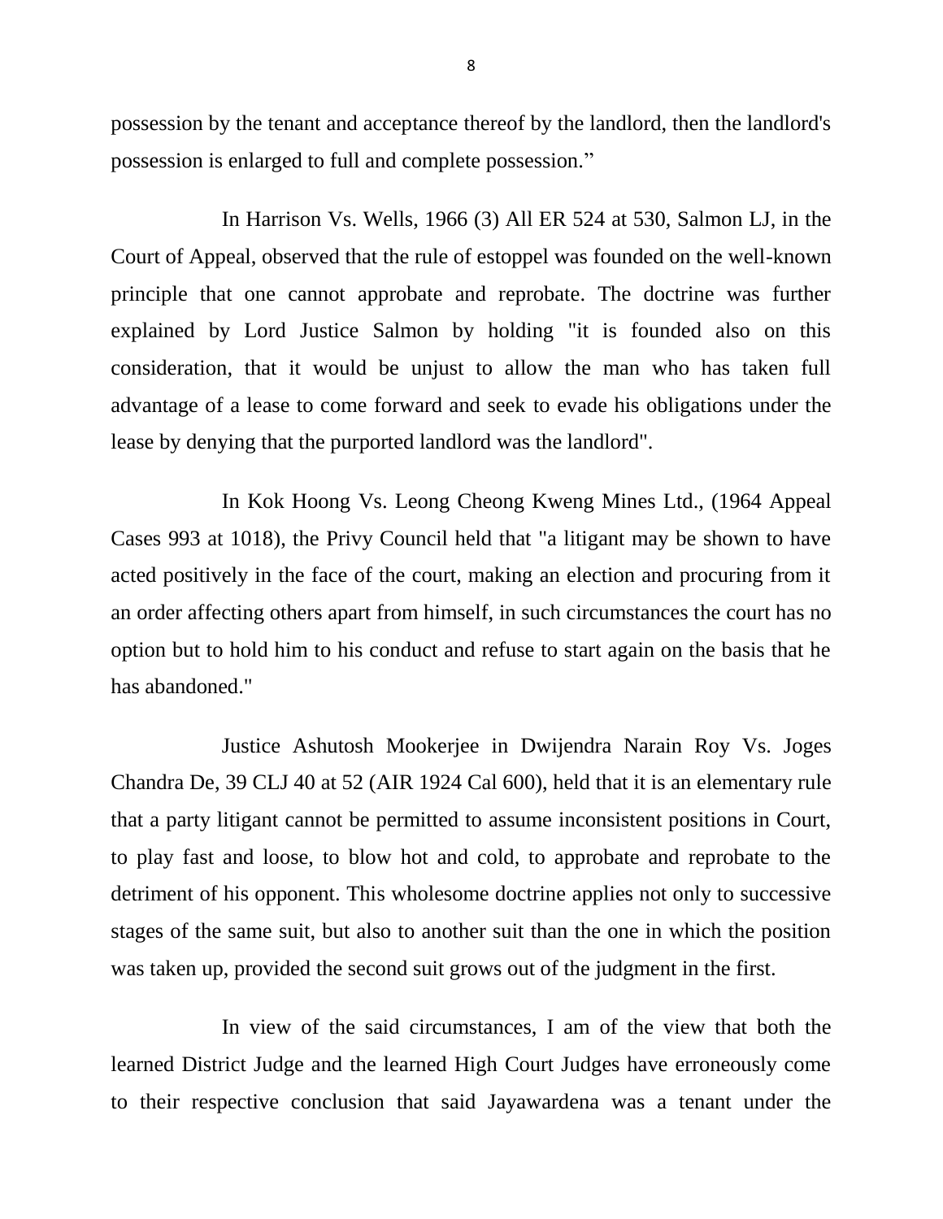possession by the tenant and acceptance thereof by the landlord, then the landlord's possession is enlarged to full and complete possession."

In Harrison Vs. Wells, 1966 (3) All ER 524 at 530, Salmon LJ, in the Court of Appeal, observed that the rule of estoppel was founded on the well-known principle that one cannot approbate and reprobate. The doctrine was further explained by Lord Justice Salmon by holding "it is founded also on this consideration, that it would be unjust to allow the man who has taken full advantage of a lease to come forward and seek to evade his obligations under the lease by denying that the purported landlord was the landlord".

In Kok Hoong Vs. Leong Cheong Kweng Mines Ltd., (1964 Appeal Cases 993 at 1018), the Privy Council held that "a litigant may be shown to have acted positively in the face of the court, making an election and procuring from it an order affecting others apart from himself, in such circumstances the court has no option but to hold him to his conduct and refuse to start again on the basis that he has abandoned."

Justice Ashutosh Mookerjee in Dwijendra Narain Roy Vs. Joges Chandra De, 39 CLJ 40 at 52 (AIR 1924 Cal 600), held that it is an elementary rule that a party litigant cannot be permitted to assume inconsistent positions in Court, to play fast and loose, to blow hot and cold, to approbate and reprobate to the detriment of his opponent. This wholesome doctrine applies not only to successive stages of the same suit, but also to another suit than the one in which the position was taken up, provided the second suit grows out of the judgment in the first.

In view of the said circumstances, I am of the view that both the learned District Judge and the learned High Court Judges have erroneously come to their respective conclusion that said Jayawardena was a tenant under the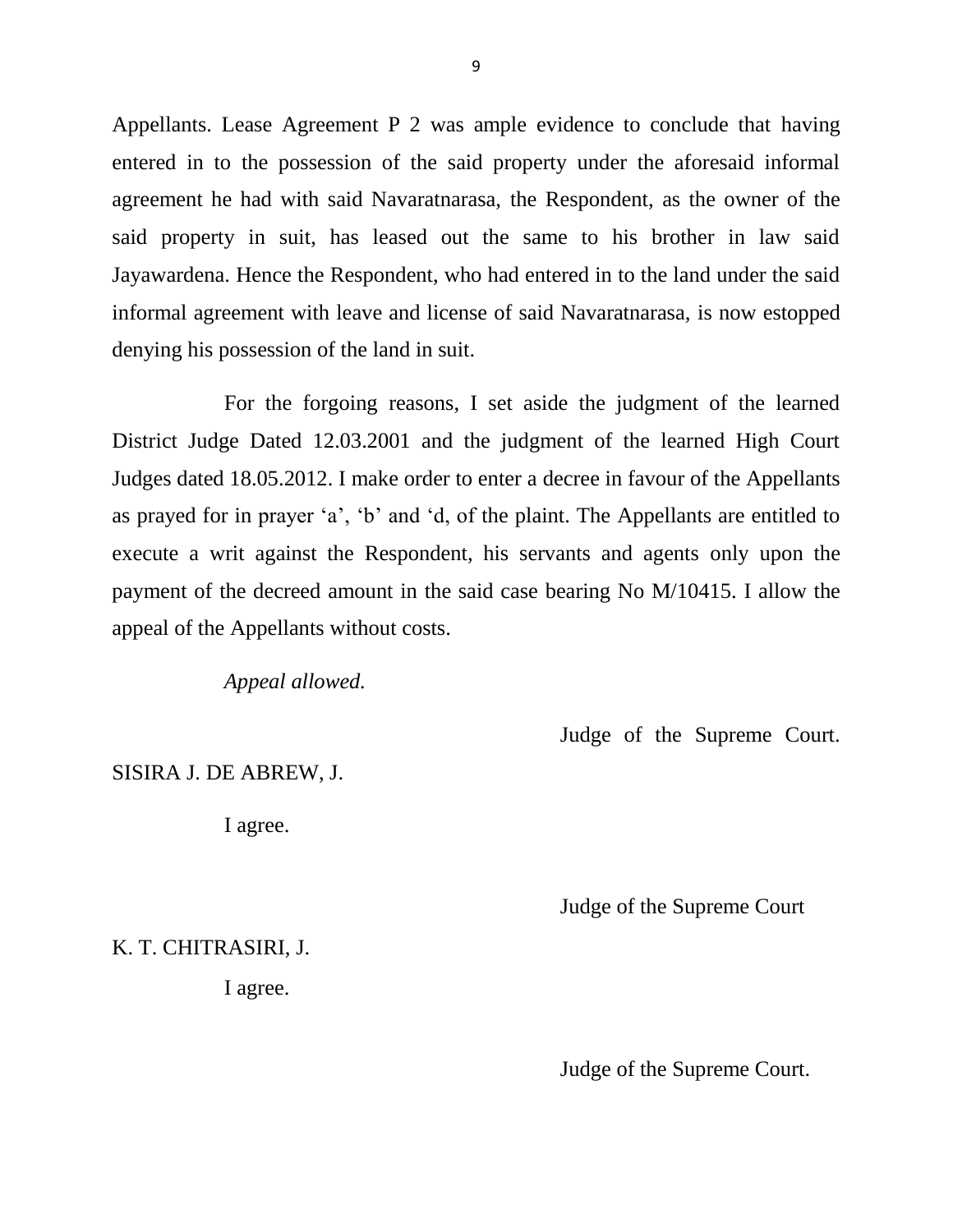Appellants. Lease Agreement P 2 was ample evidence to conclude that having entered in to the possession of the said property under the aforesaid informal agreement he had with said Navaratnarasa, the Respondent, as the owner of the said property in suit, has leased out the same to his brother in law said Jayawardena. Hence the Respondent, who had entered in to the land under the said informal agreement with leave and license of said Navaratnarasa, is now estopped denying his possession of the land in suit.

For the forgoing reasons, I set aside the judgment of the learned District Judge Dated 12.03.2001 and the judgment of the learned High Court Judges dated 18.05.2012. I make order to enter a decree in favour of the Appellants as prayed for in prayer 'a', 'b' and 'd, of the plaint. The Appellants are entitled to execute a writ against the Respondent, his servants and agents only upon the payment of the decreed amount in the said case bearing No M/10415. I allow the appeal of the Appellants without costs.

*Appeal allowed.*

Judge of the Supreme Court.

SISIRA J. DE ABREW, J.

I agree.

Judge of the Supreme Court

K. T. CHITRASIRI, J.

I agree.

Judge of the Supreme Court.